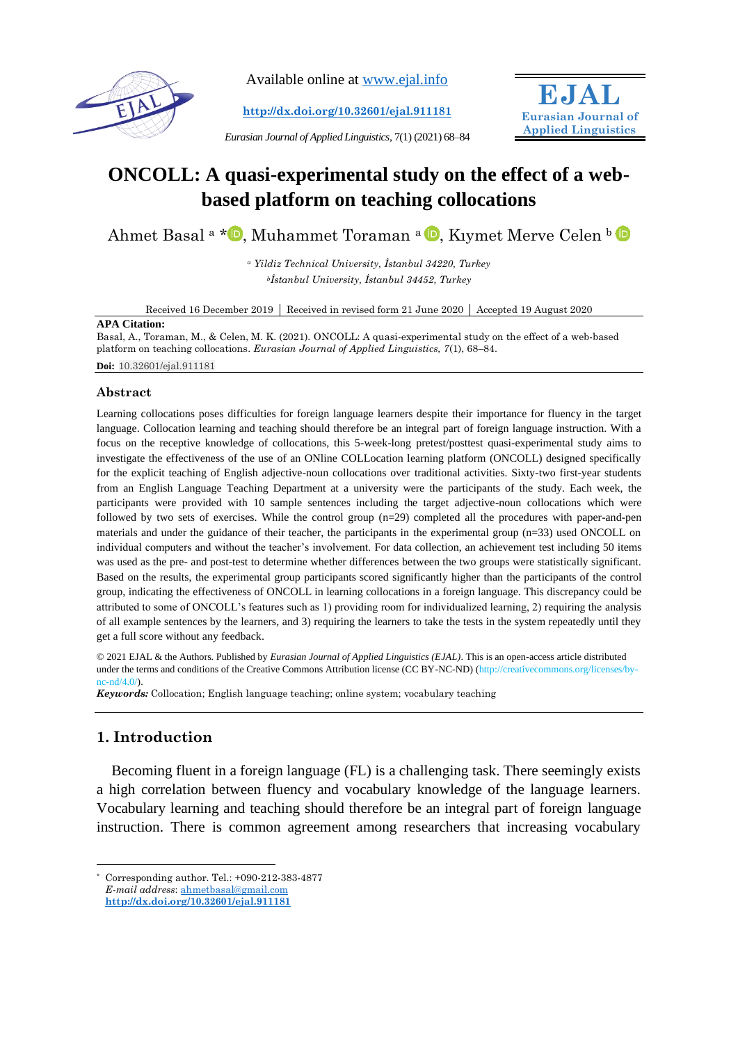Available online at [www.ejal.info](http://www.ejal.info)

**http://dx.doi.org/10.32601/ejal.911181**

*Eurasian Journal of Applied Linguistics*, 7(1) (2021) 68–84

**EJAL**
**Eurasian Journal of Applied Linguistics**

# ONCOLL: A quasi-experimental study on the effect of a web-based platform on teaching collocations

Ahmet Basal [a] *, Muhammet Toraman [a], Kıymet Merve Celen [b]

[a] *Yildiz Technical University, İstanbul 34220, Turkey*
[b] *İstanbul University, İstanbul 34452, Turkey*

Received 16 December 2019 | Received in revised form 21 June 2020 | Accepted 19 August 2020

**APA Citation:**
Basal, A., Toraman, M., & Celen, M. K. (2021). ONCOLL: A quasi-experimental study on the effect of a web-based platform on teaching collocations. *Eurasian Journal of Applied Linguistics, 7*(1), 68–84.

**Doi:** 10.32601/ejal.911181

## Abstract

Learning collocations poses difficulties for foreign language learners despite their importance for fluency in the target language. Collocation learning and teaching should therefore be an integral part of foreign language instruction. With a focus on the receptive knowledge of collocations, this 5-week-long pretest/posttest quasi-experimental study aims to investigate the effectiveness of the use of an ONline COLLocation learning platform (ONCOLL) designed specifically for the explicit teaching of English adjective-noun collocations over traditional activities. Sixty-two first-year students from an English Language Teaching Department at a university were the participants of the study. Each week, the participants were provided with 10 sample sentences including the target adjective-noun collocations which were followed by two sets of exercises. While the control group (n=29) completed all the procedures with paper-and-pen materials and under the guidance of their teacher, the participants in the experimental group (n=33) used ONCOLL on individual computers and without the teacher's involvement. For data collection, an achievement test including 50 items was used as the pre- and post-test to determine whether differences between the two groups were statistically significant. Based on the results, the experimental group participants scored significantly higher than the participants of the control group, indicating the effectiveness of ONCOLL in learning collocations in a foreign language. This discrepancy could be attributed to some of ONCOLL's features such as 1) providing room for individualized learning, 2) requiring the analysis of all example sentences by the learners, and 3) requiring the learners to take the tests in the system repeatedly until they get a full score without any feedback.

© 2021 EJAL & the Authors. Published by *Eurasian Journal of Applied Linguistics (EJAL)*. This is an open-access article distributed under the terms and conditions of the Creative Commons Attribution license (CC BY-NC-ND) (http://creativecommons.org/licenses/by-nc-nd/4.0/).

***Keywords:*** Collocation; English language teaching; online system; vocabulary teaching

## 1. Introduction

Becoming fluent in a foreign language (FL) is a challenging task. There seemingly exists a high correlation between fluency and vocabulary knowledge of the language learners. Vocabulary learning and teaching should therefore be an integral part of foreign language instruction. There is common agreement among researchers that increasing vocabulary

---

\* Corresponding author. Tel.: +090-212-383-4877
*E-mail address*: ahmetbasal@gmail.com
**http://dx.doi.org/10.32601/ejal.911181**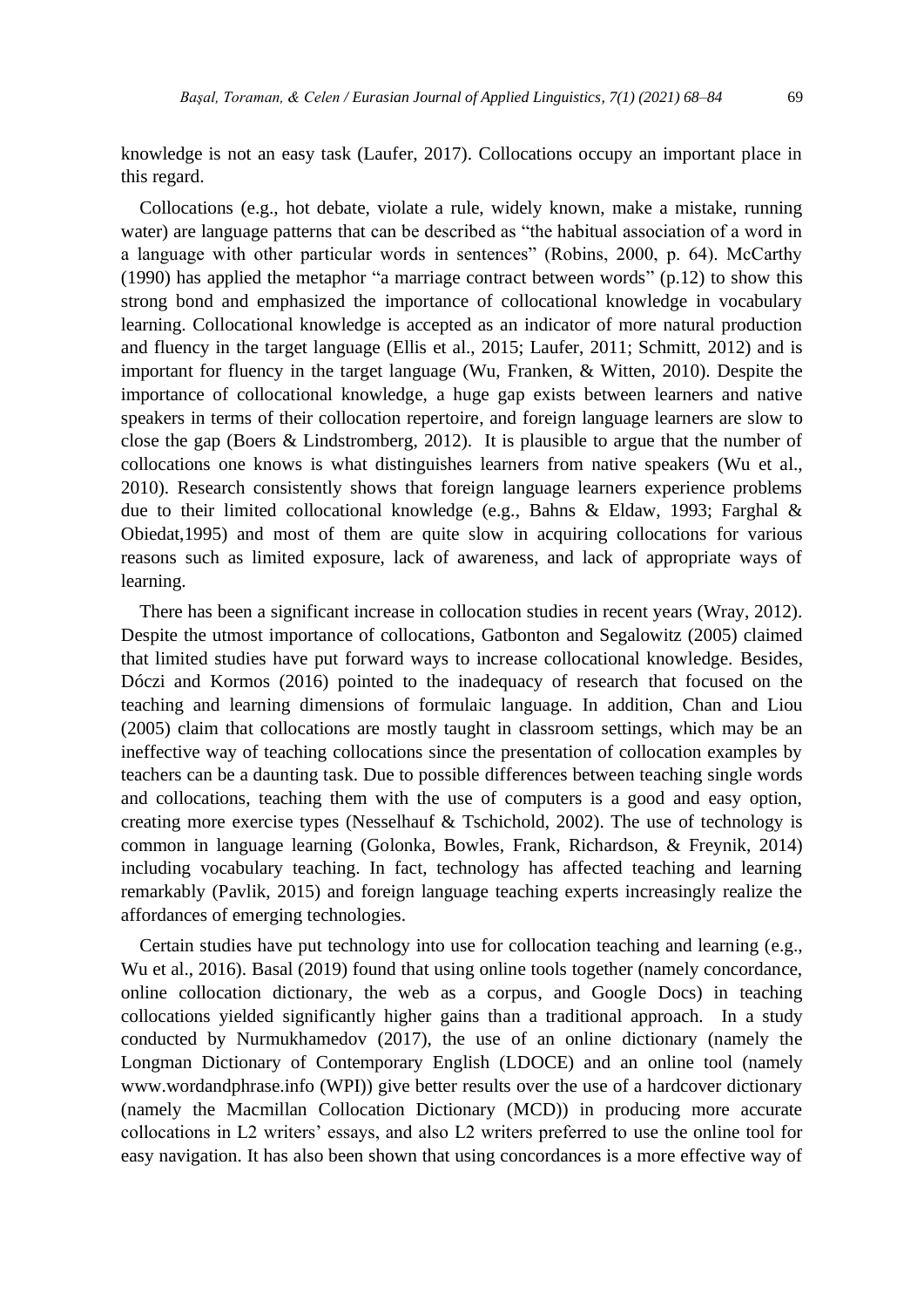knowledge is not an easy task (Laufer, 2017). Collocations occupy an important place in this regard.

Collocations (e.g., hot debate, violate a rule, widely known, make a mistake, running water) are language patterns that can be described as "the habitual association of a word in a language with other particular words in sentences" (Robins, 2000, p. 64). McCarthy (1990) has applied the metaphor "a marriage contract between words" (p.12) to show this strong bond and emphasized the importance of collocational knowledge in vocabulary learning. Collocational knowledge is accepted as an indicator of more natural production and fluency in the target language (Ellis et al., 2015; Laufer, 2011; Schmitt, 2012) and is important for fluency in the target language (Wu, Franken, & Witten, 2010). Despite the importance of collocational knowledge, a huge gap exists between learners and native speakers in terms of their collocation repertoire, and foreign language learners are slow to close the gap (Boers & Lindstromberg, 2012). It is plausible to argue that the number of collocations one knows is what distinguishes learners from native speakers (Wu et al., 2010). Research consistently shows that foreign language learners experience problems due to their limited collocational knowledge (e.g., Bahns & Eldaw, 1993; Farghal & Obiedat,1995) and most of them are quite slow in acquiring collocations for various reasons such as limited exposure, lack of awareness, and lack of appropriate ways of learning.

There has been a significant increase in collocation studies in recent years (Wray, 2012). Despite the utmost importance of collocations, Gatbonton and Segalowitz (2005) claimed that limited studies have put forward ways to increase collocational knowledge. Besides, Dóczi and Kormos (2016) pointed to the inadequacy of research that focused on the teaching and learning dimensions of formulaic language. In addition, Chan and Liou (2005) claim that collocations are mostly taught in classroom settings, which may be an ineffective way of teaching collocations since the presentation of collocation examples by teachers can be a daunting task. Due to possible differences between teaching single words and collocations, teaching them with the use of computers is a good and easy option, creating more exercise types (Nesselhauf & Tschichold, 2002). The use of technology is common in language learning (Golonka, Bowles, Frank, Richardson, & Freynik, 2014) including vocabulary teaching. In fact, technology has affected teaching and learning remarkably (Pavlik, 2015) and foreign language teaching experts increasingly realize the affordances of emerging technologies.

Certain studies have put technology into use for collocation teaching and learning (e.g., Wu et al., 2016). Basal (2019) found that using online tools together (namely concordance, online collocation dictionary, the web as a corpus, and Google Docs) in teaching collocations yielded significantly higher gains than a traditional approach. In a study conducted by Nurmukhamedov (2017), the use of an online dictionary (namely the Longman Dictionary of Contemporary English (LDOCE) and an online tool (namely www.wordandphrase.info (WPI)) give better results over the use of a hardcover dictionary (namely the Macmillan Collocation Dictionary (MCD)) in producing more accurate collocations in L2 writers' essays, and also L2 writers preferred to use the online tool for easy navigation. It has also been shown that using concordances is a more effective way of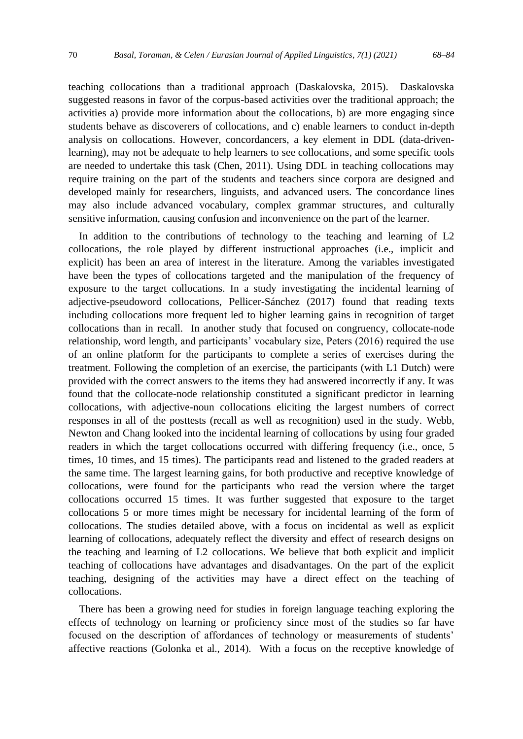teaching collocations than a traditional approach (Daskalovska, 2015). Daskalovska suggested reasons in favor of the corpus-based activities over the traditional approach; the activities a) provide more information about the collocations, b) are more engaging since students behave as discoverers of collocations, and c) enable learners to conduct in-depth analysis on collocations. However, concordancers, a key element in DDL (data-driven-learning), may not be adequate to help learners to see collocations, and some specific tools are needed to undertake this task (Chen, 2011). Using DDL in teaching collocations may require training on the part of the students and teachers since corpora are designed and developed mainly for researchers, linguists, and advanced users. The concordance lines may also include advanced vocabulary, complex grammar structures, and culturally sensitive information, causing confusion and inconvenience on the part of the learner.

In addition to the contributions of technology to the teaching and learning of L2 collocations, the role played by different instructional approaches (i.e., implicit and explicit) has been an area of interest in the literature. Among the variables investigated have been the types of collocations targeted and the manipulation of the frequency of exposure to the target collocations. In a study investigating the incidental learning of adjective-pseudoword collocations, Pellicer-Sánchez (2017) found that reading texts including collocations more frequent led to higher learning gains in recognition of target collocations than in recall. In another study that focused on congruency, collocate-node relationship, word length, and participants' vocabulary size, Peters (2016) required the use of an online platform for the participants to complete a series of exercises during the treatment. Following the completion of an exercise, the participants (with L1 Dutch) were provided with the correct answers to the items they had answered incorrectly if any. It was found that the collocate-node relationship constituted a significant predictor in learning collocations, with adjective-noun collocations eliciting the largest numbers of correct responses in all of the posttests (recall as well as recognition) used in the study. Webb, Newton and Chang looked into the incidental learning of collocations by using four graded readers in which the target collocations occurred with differing frequency (i.e., once, 5 times, 10 times, and 15 times). The participants read and listened to the graded readers at the same time. The largest learning gains, for both productive and receptive knowledge of collocations, were found for the participants who read the version where the target collocations occurred 15 times. It was further suggested that exposure to the target collocations 5 or more times might be necessary for incidental learning of the form of collocations. The studies detailed above, with a focus on incidental as well as explicit learning of collocations, adequately reflect the diversity and effect of research designs on the teaching and learning of L2 collocations. We believe that both explicit and implicit teaching of collocations have advantages and disadvantages. On the part of the explicit teaching, designing of the activities may have a direct effect on the teaching of collocations.

There has been a growing need for studies in foreign language teaching exploring the effects of technology on learning or proficiency since most of the studies so far have focused on the description of affordances of technology or measurements of students' affective reactions (Golonka et al., 2014). With a focus on the receptive knowledge of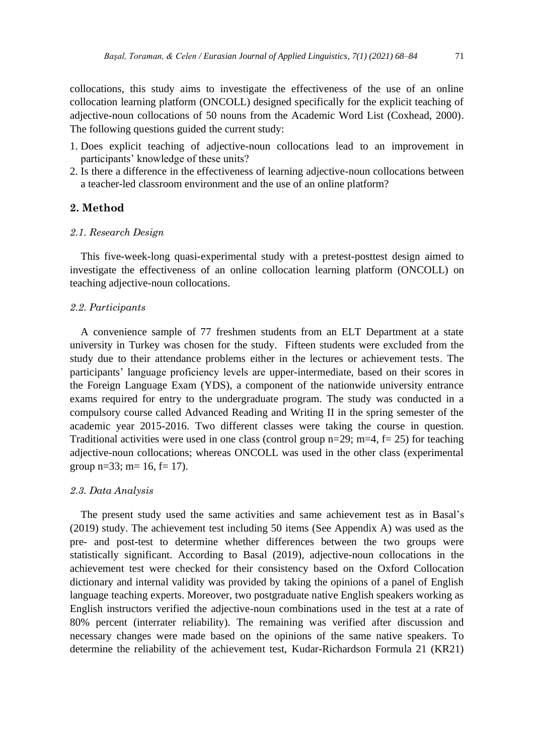collocations, this study aims to investigate the effectiveness of the use of an online collocation learning platform (ONCOLL) designed specifically for the explicit teaching of adjective-noun collocations of 50 nouns from the Academic Word List (Coxhead, 2000). The following questions guided the current study:

1. Does explicit teaching of adjective-noun collocations lead to an improvement in participants' knowledge of these units?
2. Is there a difference in the effectiveness of learning adjective-noun collocations between a teacher-led classroom environment and the use of an online platform?

## 2. Method

### *2.1. Research Design*

This five-week-long quasi-experimental study with a pretest-posttest design aimed to investigate the effectiveness of an online collocation learning platform (ONCOLL) on teaching adjective-noun collocations.

### *2.2. Participants*

A convenience sample of 77 freshmen students from an ELT Department at a state university in Turkey was chosen for the study. Fifteen students were excluded from the study due to their attendance problems either in the lectures or achievement tests. The participants' language proficiency levels are upper-intermediate, based on their scores in the Foreign Language Exam (YDS), a component of the nationwide university entrance exams required for entry to the undergraduate program. The study was conducted in a compulsory course called Advanced Reading and Writing II in the spring semester of the academic year 2015-2016. Two different classes were taking the course in question. Traditional activities were used in one class (control group n=29; m=4, f= 25) for teaching adjective-noun collocations; whereas ONCOLL was used in the other class (experimental group n=33; m= 16, f= 17).

### *2.3. Data Analysis*

The present study used the same activities and same achievement test as in Basal's (2019) study. The achievement test including 50 items (See Appendix A) was used as the pre- and post-test to determine whether differences between the two groups were statistically significant. According to Basal (2019), adjective-noun collocations in the achievement test were checked for their consistency based on the Oxford Collocation dictionary and internal validity was provided by taking the opinions of a panel of English language teaching experts. Moreover, two postgraduate native English speakers working as English instructors verified the adjective-noun combinations used in the test at a rate of 80% percent (interrater reliability). The remaining was verified after discussion and necessary changes were made based on the opinions of the same native speakers. To determine the reliability of the achievement test, Kudar-Richardson Formula 21 (KR21)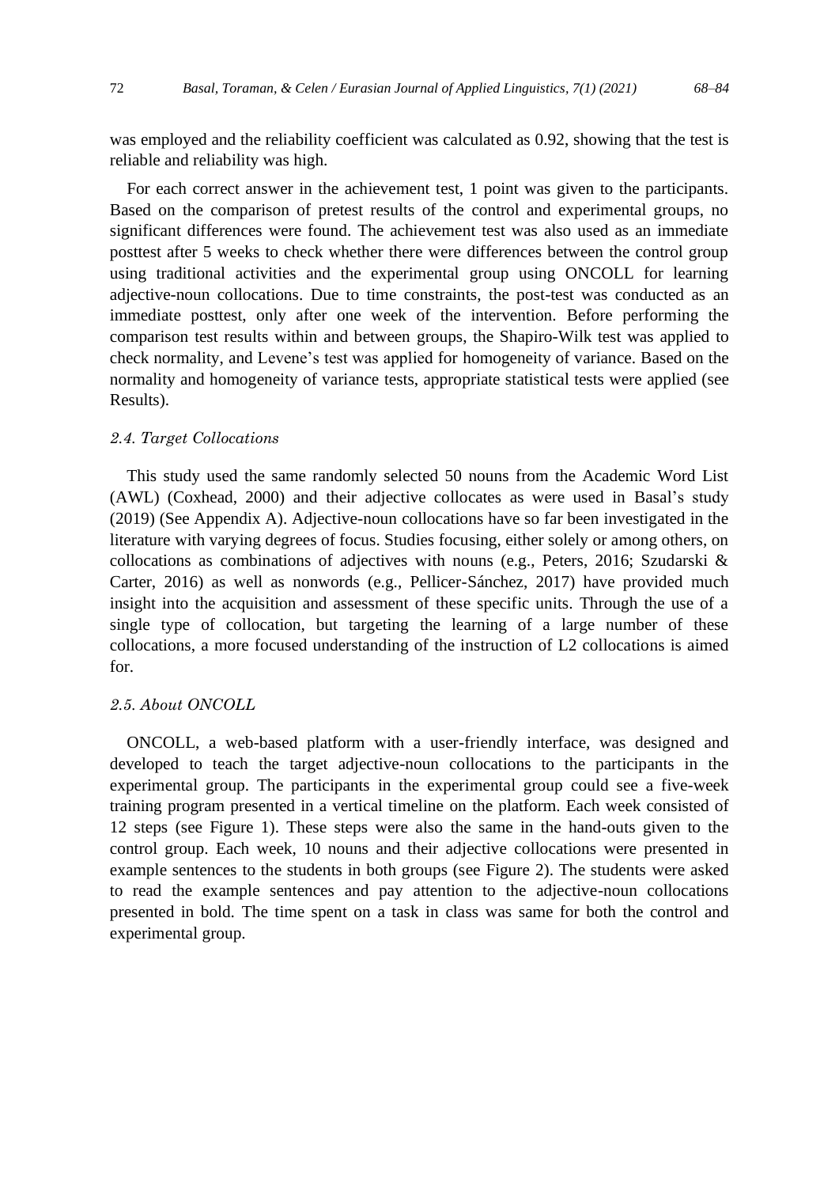was employed and the reliability coefficient was calculated as 0.92, showing that the test is reliable and reliability was high.

For each correct answer in the achievement test, 1 point was given to the participants. Based on the comparison of pretest results of the control and experimental groups, no significant differences were found. The achievement test was also used as an immediate posttest after 5 weeks to check whether there were differences between the control group using traditional activities and the experimental group using ONCOLL for learning adjective-noun collocations. Due to time constraints, the post-test was conducted as an immediate posttest, only after one week of the intervention. Before performing the comparison test results within and between groups, the Shapiro-Wilk test was applied to check normality, and Levene's test was applied for homogeneity of variance. Based on the normality and homogeneity of variance tests, appropriate statistical tests were applied (see Results).

### *2.4. Target Collocations*

This study used the same randomly selected 50 nouns from the Academic Word List (AWL) (Coxhead, 2000) and their adjective collocates as were used in Basal's study (2019) (See Appendix A). Adjective-noun collocations have so far been investigated in the literature with varying degrees of focus. Studies focusing, either solely or among others, on collocations as combinations of adjectives with nouns (e.g., Peters, 2016; Szudarski & Carter, 2016) as well as nonwords (e.g., Pellicer-Sánchez, 2017) have provided much insight into the acquisition and assessment of these specific units. Through the use of a single type of collocation, but targeting the learning of a large number of these collocations, a more focused understanding of the instruction of L2 collocations is aimed for.

### *2.5. About ONCOLL*

ONCOLL, a web-based platform with a user-friendly interface, was designed and developed to teach the target adjective-noun collocations to the participants in the experimental group. The participants in the experimental group could see a five-week training program presented in a vertical timeline on the platform. Each week consisted of 12 steps (see Figure 1). These steps were also the same in the hand-outs given to the control group. Each week, 10 nouns and their adjective collocations were presented in example sentences to the students in both groups (see Figure 2). The students were asked to read the example sentences and pay attention to the adjective-noun collocations presented in bold. The time spent on a task in class was same for both the control and experimental group.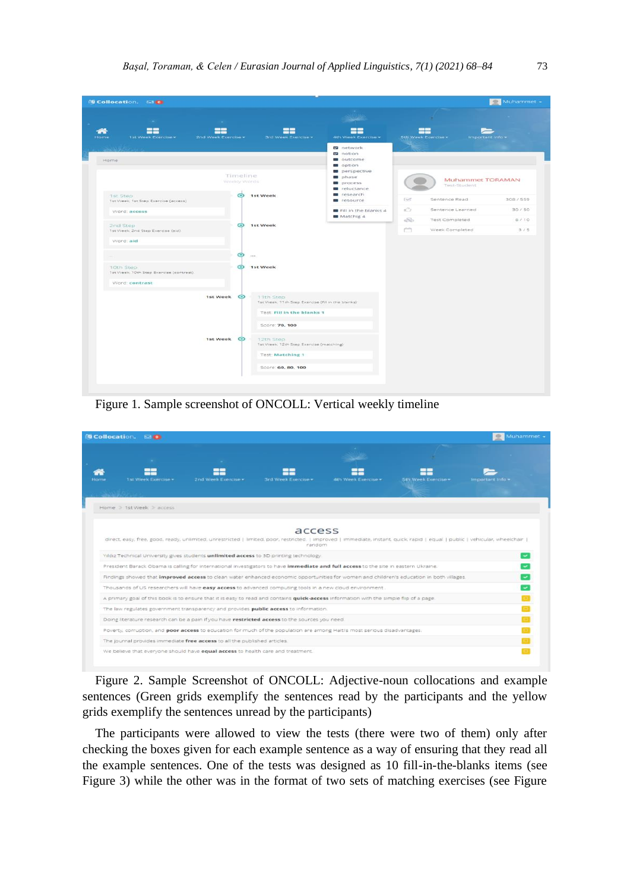Figure 1. Sample screenshot of ONCOLL: Vertical weekly timeline

Figure 2. Sample Screenshot of ONCOLL: Adjective-noun collocations and example sentences (Green grids exemplify the sentences read by the participants and the yellow grids exemplify the sentences unread by the participants)

The participants were allowed to view the tests (there were two of them) only after checking the boxes given for each example sentence as a way of ensuring that they read all the example sentences. One of the tests was designed as 10 fill-in-the-blanks items (see Figure 3) while the other was in the format of two sets of matching exercises (see Figure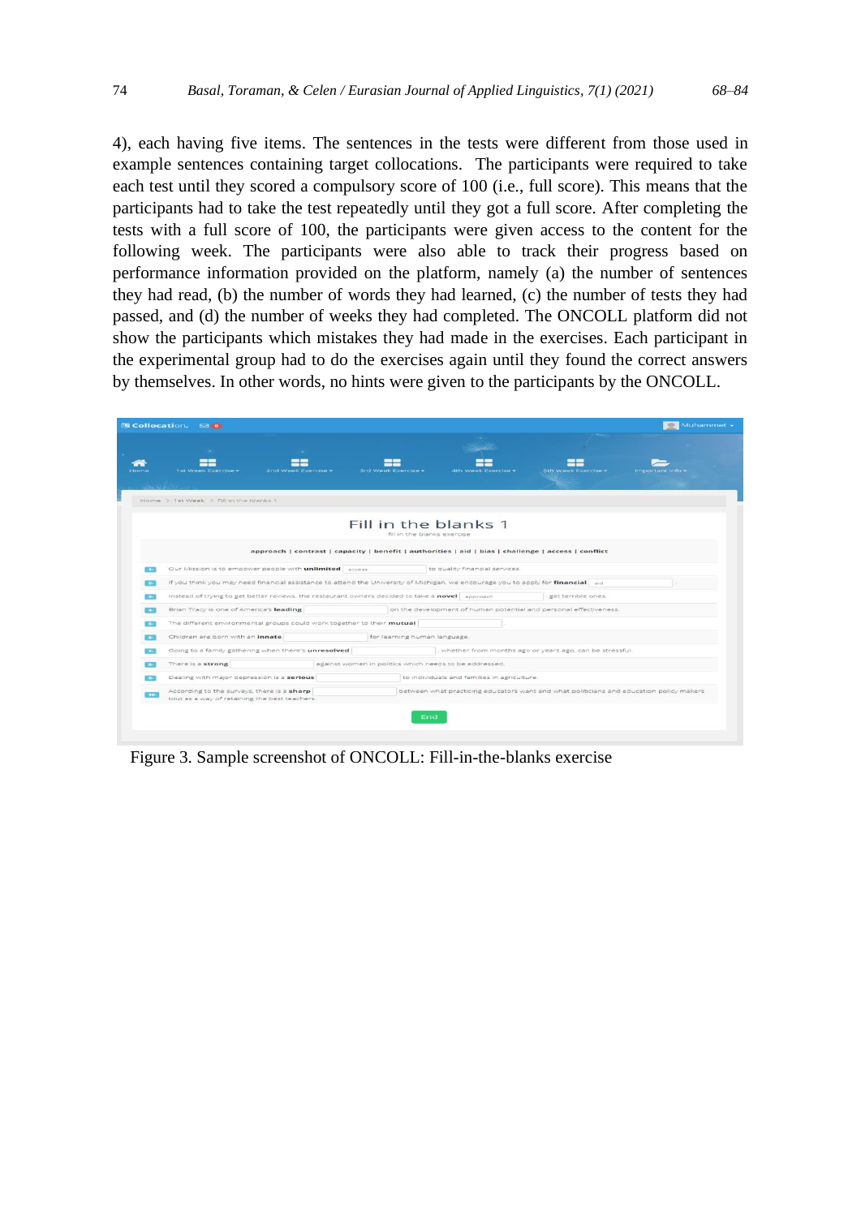4), each having five items. The sentences in the tests were different from those used in example sentences containing target collocations. The participants were required to take each test until they scored a compulsory score of 100 (i.e., full score). This means that the participants had to take the test repeatedly until they got a full score. After completing the tests with a full score of 100, the participants were given access to the content for the following week. The participants were also able to track their progress based on performance information provided on the platform, namely (a) the number of sentences they had read, (b) the number of words they had learned, (c) the number of tests they had passed, and (d) the number of weeks they had completed. The ONCOLL platform did not show the participants which mistakes they had made in the exercises. Each participant in the experimental group had to do the exercises again until they found the correct answers by themselves. In other words, no hints were given to the participants by the ONCOLL.

Figure 3. Sample screenshot of ONCOLL: Fill-in-the-blanks exercise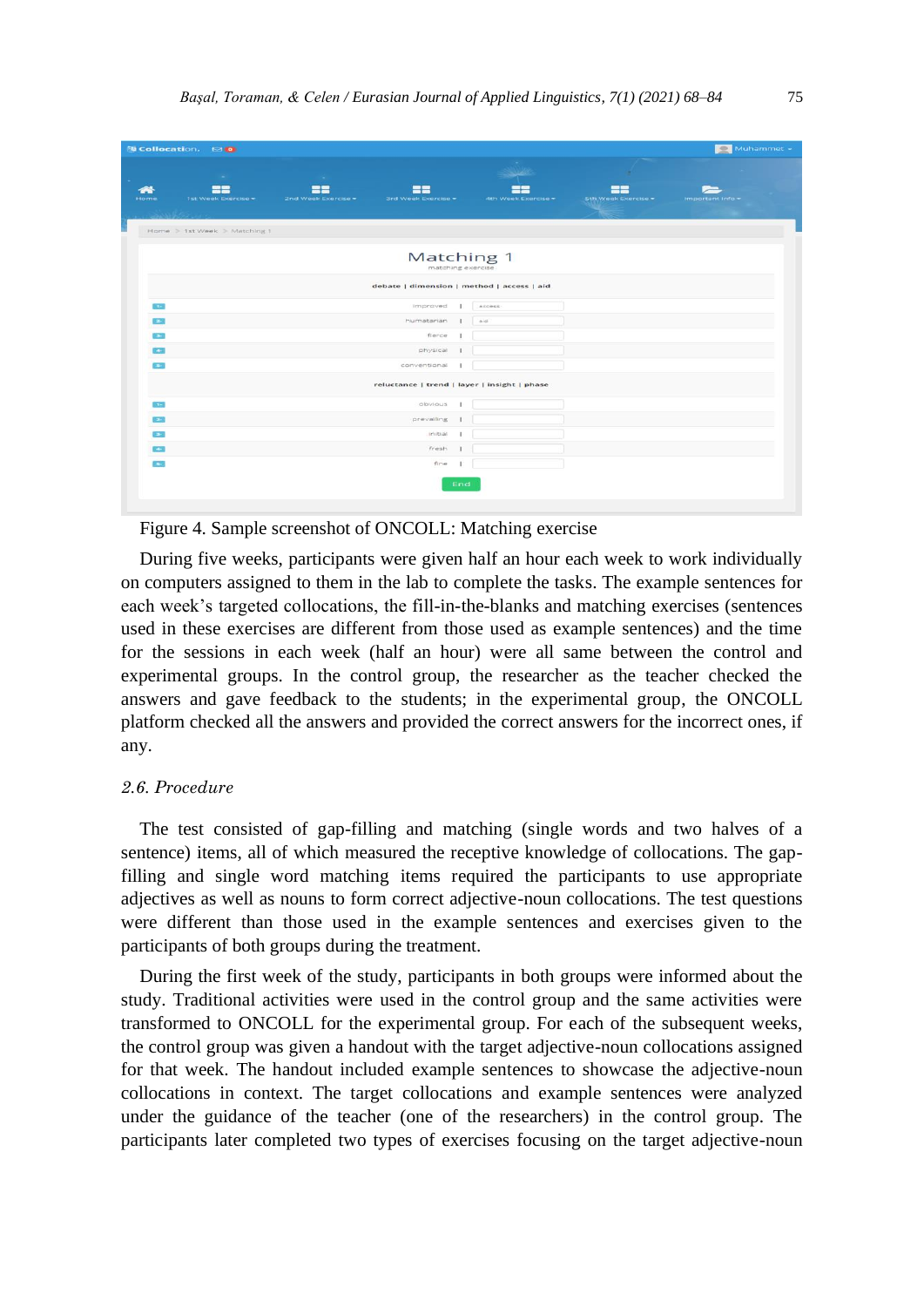Figure 4. Sample screenshot of ONCOLL: Matching exercise

During five weeks, participants were given half an hour each week to work individually on computers assigned to them in the lab to complete the tasks. The example sentences for each week's targeted collocations, the fill-in-the-blanks and matching exercises (sentences used in these exercises are different from those used as example sentences) and the time for the sessions in each week (half an hour) were all same between the control and experimental groups. In the control group, the researcher as the teacher checked the answers and gave feedback to the students; in the experimental group, the ONCOLL platform checked all the answers and provided the correct answers for the incorrect ones, if any.

### *2.6. Procedure*

The test consisted of gap-filling and matching (single words and two halves of a sentence) items, all of which measured the receptive knowledge of collocations. The gap-filling and single word matching items required the participants to use appropriate adjectives as well as nouns to form correct adjective-noun collocations. The test questions were different than those used in the example sentences and exercises given to the participants of both groups during the treatment.

During the first week of the study, participants in both groups were informed about the study. Traditional activities were used in the control group and the same activities were transformed to ONCOLL for the experimental group. For each of the subsequent weeks, the control group was given a handout with the target adjective-noun collocations assigned for that week. The handout included example sentences to showcase the adjective-noun collocations in context. The target collocations and example sentences were analyzed under the guidance of the teacher (one of the researchers) in the control group. The participants later completed two types of exercises focusing on the target adjective-noun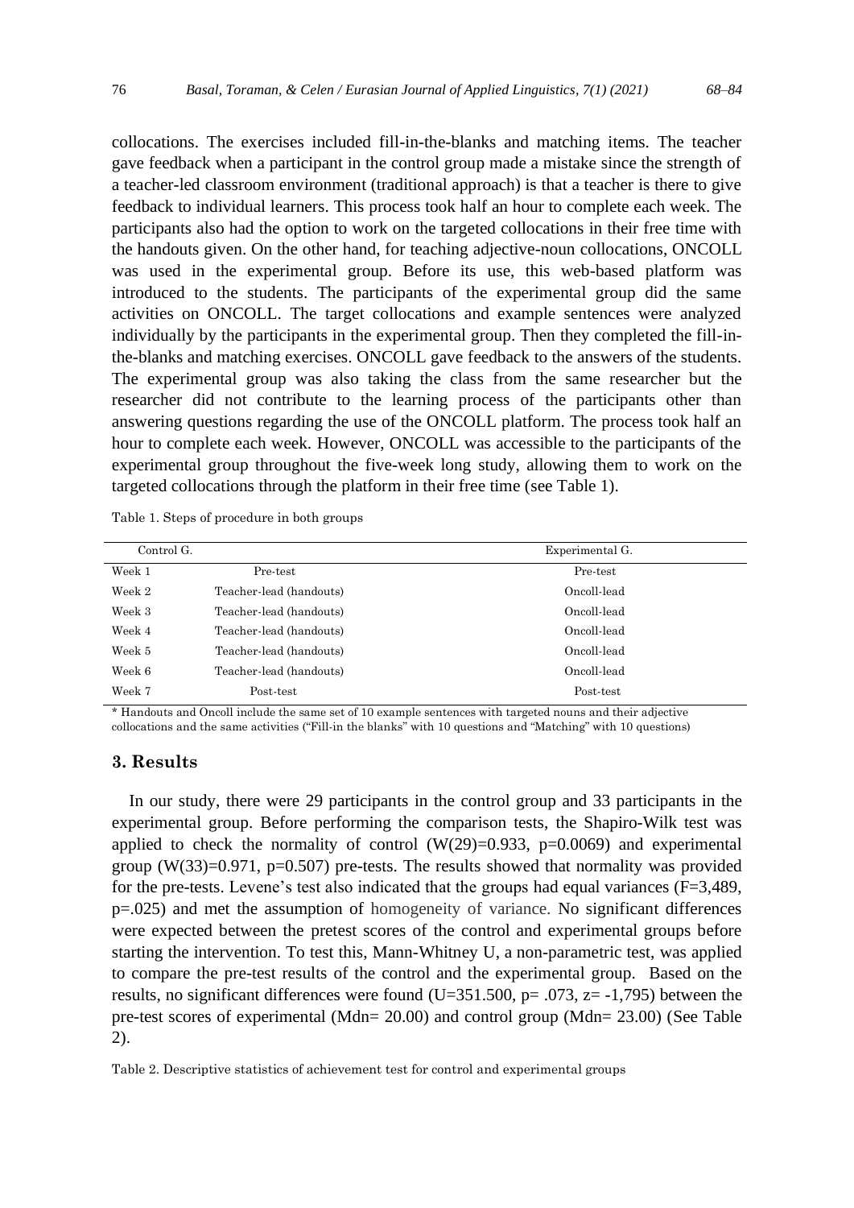collocations. The exercises included fill-in-the-blanks and matching items. The teacher gave feedback when a participant in the control group made a mistake since the strength of a teacher-led classroom environment (traditional approach) is that a teacher is there to give feedback to individual learners. This process took half an hour to complete each week. The participants also had the option to work on the targeted collocations in their free time with the handouts given. On the other hand, for teaching adjective-noun collocations, ONCOLL was used in the experimental group. Before its use, this web-based platform was introduced to the students. The participants of the experimental group did the same activities on ONCOLL. The target collocations and example sentences were analyzed individually by the participants in the experimental group. Then they completed the fill-in-the-blanks and matching exercises. ONCOLL gave feedback to the answers of the students. The experimental group was also taking the class from the same researcher but the researcher did not contribute to the learning process of the participants other than answering questions regarding the use of the ONCOLL platform. The process took half an hour to complete each week. However, ONCOLL was accessible to the participants of the experimental group throughout the five-week long study, allowing them to work on the targeted collocations through the platform in their free time (see Table 1).

Table 1. Steps of procedure in both groups

| Control G. | | Experimental G. |
|---|---|---|
| Week 1 | Pre-test | Pre-test |
| Week 2 | Teacher-lead (handouts) | Oncoll-lead |
| Week 3 | Teacher-lead (handouts) | Oncoll-lead |
| Week 4 | Teacher-lead (handouts) | Oncoll-lead |
| Week 5 | Teacher-lead (handouts) | Oncoll-lead |
| Week 6 | Teacher-lead (handouts) | Oncoll-lead |
| Week 7 | Post-test | Post-test |

* Handouts and Oncoll include the same set of 10 example sentences with targeted nouns and their adjective collocations and the same activities ("Fill-in the blanks" with 10 questions and "Matching" with 10 questions)

## 3. Results

In our study, there were 29 participants in the control group and 33 participants in the experimental group. Before performing the comparison tests, the Shapiro-Wilk test was applied to check the normality of control ($W(29)=0.933$, $p=0.0069$) and experimental group ($W(33)=0.971$, $p=0.507$) pre-tests. The results showed that normality was provided for the pre-tests. Levene's test also indicated that the groups had equal variances ($F=3{,}489$, $p=.025$) and met the assumption of homogeneity of variance. No significant differences were expected between the pretest scores of the control and experimental groups before starting the intervention. To test this, Mann-Whitney U, a non-parametric test, was applied to compare the pre-test results of the control and the experimental group. Based on the results, no significant differences were found ($U=351.500$, $p= .073$, $z= -1{,}795$) between the pre-test scores of experimental (Mdn= 20.00) and control group (Mdn= 23.00) (See Table 2).

Table 2. Descriptive statistics of achievement test for control and experimental groups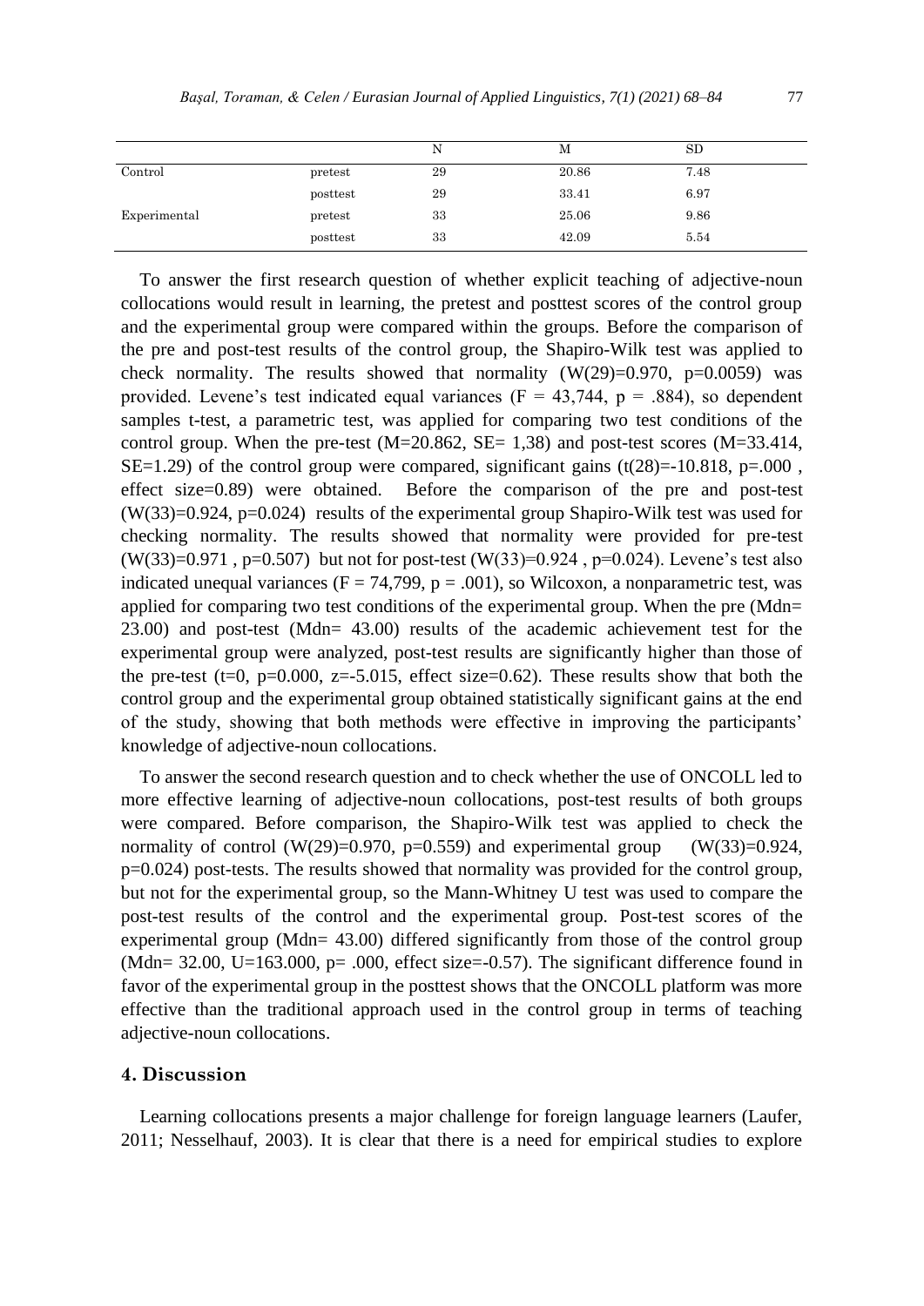| | | N | M | SD |
|---|---|---|---|---|
| Control | pretest | 29 | 20.86 | 7.48 |
| | posttest | 29 | 33.41 | 6.97 |
| Experimental | pretest | 33 | 25.06 | 9.86 |
| | posttest | 33 | 42.09 | 5.54 |

To answer the first research question of whether explicit teaching of adjective-noun collocations would result in learning, the pretest and posttest scores of the control group and the experimental group were compared within the groups. Before the comparison of the pre and post-test results of the control group, the Shapiro-Wilk test was applied to check normality. The results showed that normality ($W(29)=0.970$, $p=0.0059$) was provided. Levene's test indicated equal variances ($F = 43,744$, $p = .884$), so dependent samples t-test, a parametric test, was applied for comparing two test conditions of the control group. When the pre-test ($M=20.862$, $SE= 1,38$) and post-test scores ($M=33.414$, $SE=1.29$) of the control group were compared, significant gains ($t(28)=-10.818$, $p=.000$ , effect size=0.89) were obtained. Before the comparison of the pre and post-test ($W(33)=0.924$, $p=0.024$) results of the experimental group Shapiro-Wilk test was used for checking normality. The results showed that normality were provided for pre-test ($W(33)=0.971$ , $p=0.507$) but not for post-test ($W(33)=0.924$ , $p=0.024$). Levene's test also indicated unequal variances ($F = 74,799$, $p = .001$), so Wilcoxon, a nonparametric test, was applied for comparing two test conditions of the experimental group. When the pre (Mdn= 23.00) and post-test (Mdn= 43.00) results of the academic achievement test for the experimental group were analyzed, post-test results are significantly higher than those of the pre-test ($t=0$, $p=0.000$, $z=-5.015$, effect size=0.62). These results show that both the control group and the experimental group obtained statistically significant gains at the end of the study, showing that both methods were effective in improving the participants' knowledge of adjective-noun collocations.

To answer the second research question and to check whether the use of ONCOLL led to more effective learning of adjective-noun collocations, post-test results of both groups were compared. Before comparison, the Shapiro-Wilk test was applied to check the normality of control ($W(29)=0.970$, $p=0.559$) and experimental group ($W(33)=0.924$, $p=0.024$) post-tests. The results showed that normality was provided for the control group, but not for the experimental group, so the Mann-Whitney U test was used to compare the post-test results of the control and the experimental group. Post-test scores of the experimental group (Mdn= 43.00) differed significantly from those of the control group (Mdn= 32.00, $U=163.000$, $p= .000$, effect size=-0.57). The significant difference found in favor of the experimental group in the posttest shows that the ONCOLL platform was more effective than the traditional approach used in the control group in terms of teaching adjective-noun collocations.

## 4. Discussion

Learning collocations presents a major challenge for foreign language learners (Laufer, 2011; Nesselhauf, 2003). It is clear that there is a need for empirical studies to explore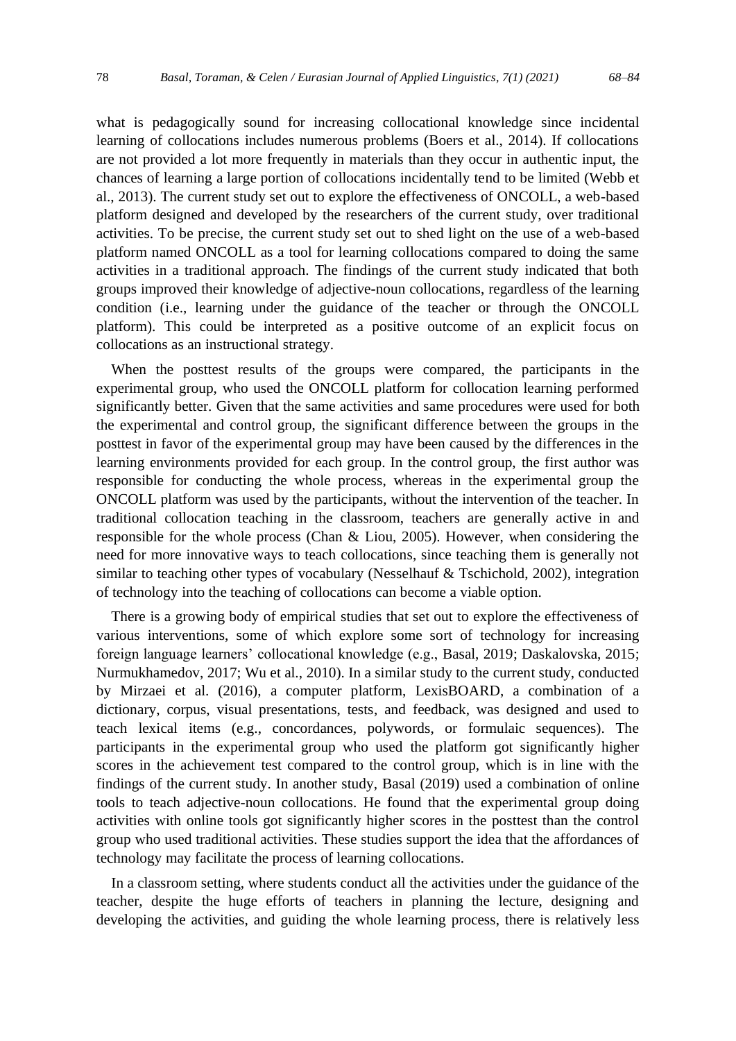what is pedagogically sound for increasing collocational knowledge since incidental learning of collocations includes numerous problems (Boers et al., 2014). If collocations are not provided a lot more frequently in materials than they occur in authentic input, the chances of learning a large portion of collocations incidentally tend to be limited (Webb et al., 2013). The current study set out to explore the effectiveness of ONCOLL, a web-based platform designed and developed by the researchers of the current study, over traditional activities. To be precise, the current study set out to shed light on the use of a web-based platform named ONCOLL as a tool for learning collocations compared to doing the same activities in a traditional approach. The findings of the current study indicated that both groups improved their knowledge of adjective-noun collocations, regardless of the learning condition (i.e., learning under the guidance of the teacher or through the ONCOLL platform). This could be interpreted as a positive outcome of an explicit focus on collocations as an instructional strategy.

When the posttest results of the groups were compared, the participants in the experimental group, who used the ONCOLL platform for collocation learning performed significantly better. Given that the same activities and same procedures were used for both the experimental and control group, the significant difference between the groups in the posttest in favor of the experimental group may have been caused by the differences in the learning environments provided for each group. In the control group, the first author was responsible for conducting the whole process, whereas in the experimental group the ONCOLL platform was used by the participants, without the intervention of the teacher. In traditional collocation teaching in the classroom, teachers are generally active in and responsible for the whole process (Chan & Liou, 2005). However, when considering the need for more innovative ways to teach collocations, since teaching them is generally not similar to teaching other types of vocabulary (Nesselhauf & Tschichold, 2002), integration of technology into the teaching of collocations can become a viable option.

There is a growing body of empirical studies that set out to explore the effectiveness of various interventions, some of which explore some sort of technology for increasing foreign language learners' collocational knowledge (e.g., Basal, 2019; Daskalovska, 2015; Nurmukhamedov, 2017; Wu et al., 2010). In a similar study to the current study, conducted by Mirzaei et al. (2016), a computer platform, LexisBOARD, a combination of a dictionary, corpus, visual presentations, tests, and feedback, was designed and used to teach lexical items (e.g., concordances, polywords, or formulaic sequences). The participants in the experimental group who used the platform got significantly higher scores in the achievement test compared to the control group, which is in line with the findings of the current study. In another study, Basal (2019) used a combination of online tools to teach adjective-noun collocations. He found that the experimental group doing activities with online tools got significantly higher scores in the posttest than the control group who used traditional activities. These studies support the idea that the affordances of technology may facilitate the process of learning collocations.

In a classroom setting, where students conduct all the activities under the guidance of the teacher, despite the huge efforts of teachers in planning the lecture, designing and developing the activities, and guiding the whole learning process, there is relatively less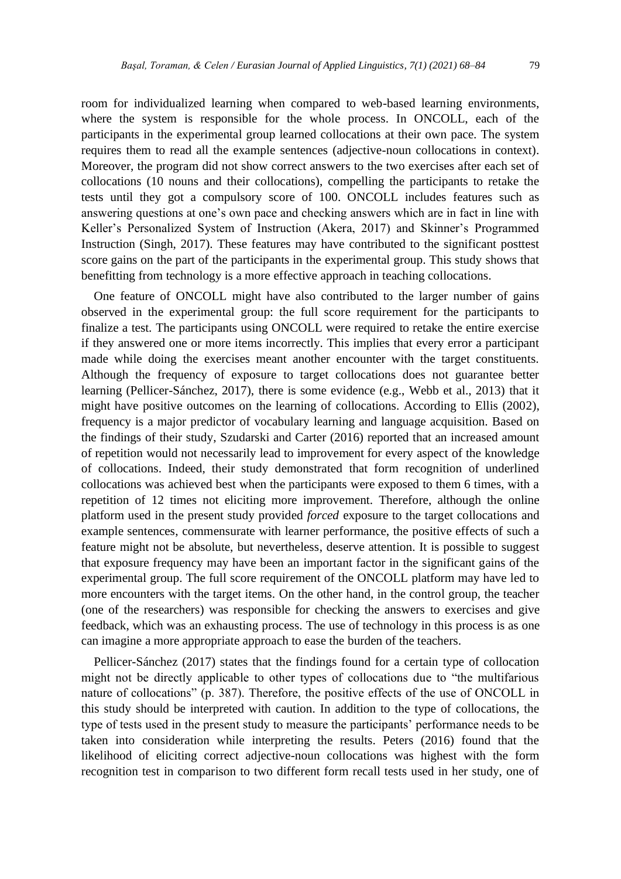room for individualized learning when compared to web-based learning environments, where the system is responsible for the whole process. In ONCOLL, each of the participants in the experimental group learned collocations at their own pace. The system requires them to read all the example sentences (adjective-noun collocations in context). Moreover, the program did not show correct answers to the two exercises after each set of collocations (10 nouns and their collocations), compelling the participants to retake the tests until they got a compulsory score of 100. ONCOLL includes features such as answering questions at one's own pace and checking answers which are in fact in line with Keller's Personalized System of Instruction (Akera, 2017) and Skinner's Programmed Instruction (Singh, 2017). These features may have contributed to the significant posttest score gains on the part of the participants in the experimental group. This study shows that benefitting from technology is a more effective approach in teaching collocations.

One feature of ONCOLL might have also contributed to the larger number of gains observed in the experimental group: the full score requirement for the participants to finalize a test. The participants using ONCOLL were required to retake the entire exercise if they answered one or more items incorrectly. This implies that every error a participant made while doing the exercises meant another encounter with the target constituents. Although the frequency of exposure to target collocations does not guarantee better learning (Pellicer-Sánchez, 2017), there is some evidence (e.g., Webb et al., 2013) that it might have positive outcomes on the learning of collocations. According to Ellis (2002), frequency is a major predictor of vocabulary learning and language acquisition. Based on the findings of their study, Szudarski and Carter (2016) reported that an increased amount of repetition would not necessarily lead to improvement for every aspect of the knowledge of collocations. Indeed, their study demonstrated that form recognition of underlined collocations was achieved best when the participants were exposed to them 6 times, with a repetition of 12 times not eliciting more improvement. Therefore, although the online platform used in the present study provided *forced* exposure to the target collocations and example sentences, commensurate with learner performance, the positive effects of such a feature might not be absolute, but nevertheless, deserve attention. It is possible to suggest that exposure frequency may have been an important factor in the significant gains of the experimental group. The full score requirement of the ONCOLL platform may have led to more encounters with the target items. On the other hand, in the control group, the teacher (one of the researchers) was responsible for checking the answers to exercises and give feedback, which was an exhausting process. The use of technology in this process is as one can imagine a more appropriate approach to ease the burden of the teachers.

Pellicer-Sánchez (2017) states that the findings found for a certain type of collocation might not be directly applicable to other types of collocations due to "the multifarious nature of collocations" (p. 387). Therefore, the positive effects of the use of ONCOLL in this study should be interpreted with caution. In addition to the type of collocations, the type of tests used in the present study to measure the participants' performance needs to be taken into consideration while interpreting the results. Peters (2016) found that the likelihood of eliciting correct adjective-noun collocations was highest with the form recognition test in comparison to two different form recall tests used in her study, one of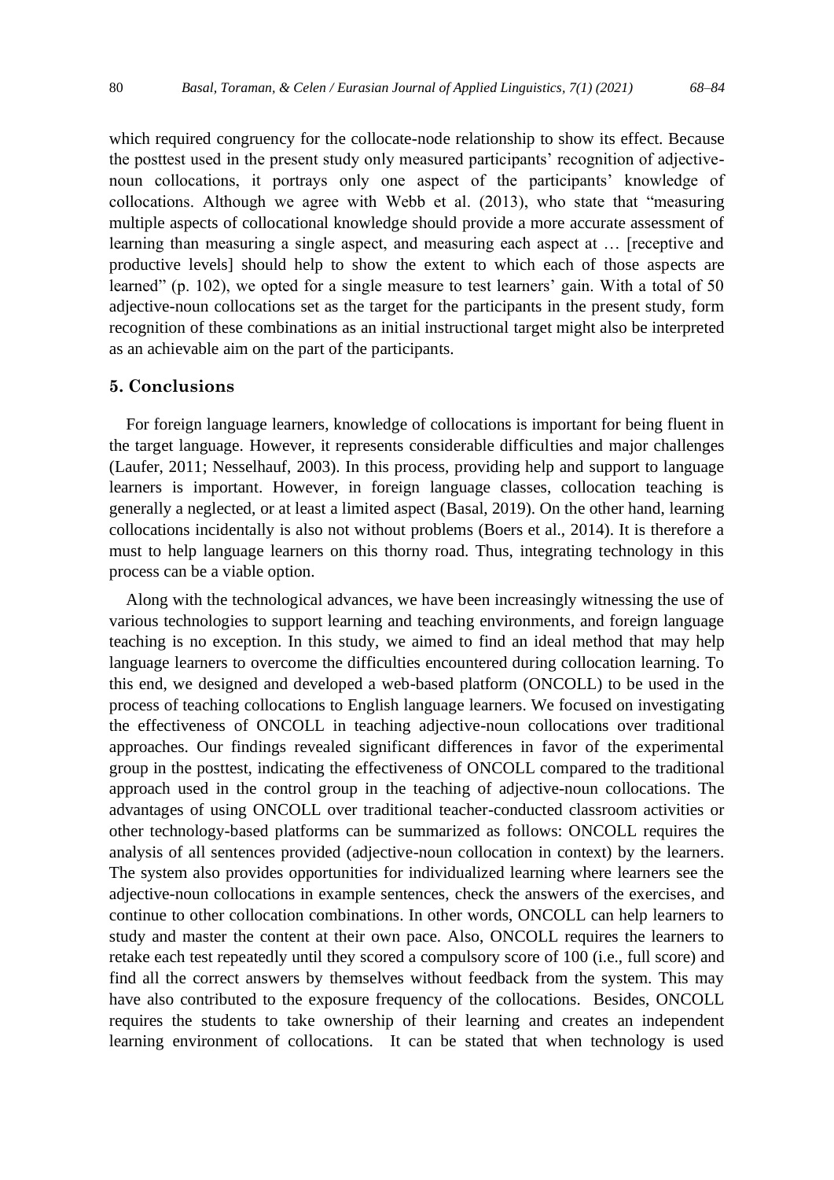which required congruency for the collocate-node relationship to show its effect. Because the posttest used in the present study only measured participants' recognition of adjective-noun collocations, it portrays only one aspect of the participants' knowledge of collocations. Although we agree with Webb et al. (2013), who state that "measuring multiple aspects of collocational knowledge should provide a more accurate assessment of learning than measuring a single aspect, and measuring each aspect at … [receptive and productive levels] should help to show the extent to which each of those aspects are learned" (p. 102), we opted for a single measure to test learners' gain. With a total of 50 adjective-noun collocations set as the target for the participants in the present study, form recognition of these combinations as an initial instructional target might also be interpreted as an achievable aim on the part of the participants.

## 5. Conclusions

For foreign language learners, knowledge of collocations is important for being fluent in the target language. However, it represents considerable difficulties and major challenges (Laufer, 2011; Nesselhauf, 2003). In this process, providing help and support to language learners is important. However, in foreign language classes, collocation teaching is generally a neglected, or at least a limited aspect (Basal, 2019). On the other hand, learning collocations incidentally is also not without problems (Boers et al., 2014). It is therefore a must to help language learners on this thorny road. Thus, integrating technology in this process can be a viable option.

Along with the technological advances, we have been increasingly witnessing the use of various technologies to support learning and teaching environments, and foreign language teaching is no exception. In this study, we aimed to find an ideal method that may help language learners to overcome the difficulties encountered during collocation learning. To this end, we designed and developed a web-based platform (ONCOLL) to be used in the process of teaching collocations to English language learners. We focused on investigating the effectiveness of ONCOLL in teaching adjective-noun collocations over traditional approaches. Our findings revealed significant differences in favor of the experimental group in the posttest, indicating the effectiveness of ONCOLL compared to the traditional approach used in the control group in the teaching of adjective-noun collocations. The advantages of using ONCOLL over traditional teacher-conducted classroom activities or other technology-based platforms can be summarized as follows: ONCOLL requires the analysis of all sentences provided (adjective-noun collocation in context) by the learners. The system also provides opportunities for individualized learning where learners see the adjective-noun collocations in example sentences, check the answers of the exercises, and continue to other collocation combinations. In other words, ONCOLL can help learners to study and master the content at their own pace. Also, ONCOLL requires the learners to retake each test repeatedly until they scored a compulsory score of 100 (i.e., full score) and find all the correct answers by themselves without feedback from the system. This may have also contributed to the exposure frequency of the collocations. Besides, ONCOLL requires the students to take ownership of their learning and creates an independent learning environment of collocations. It can be stated that when technology is used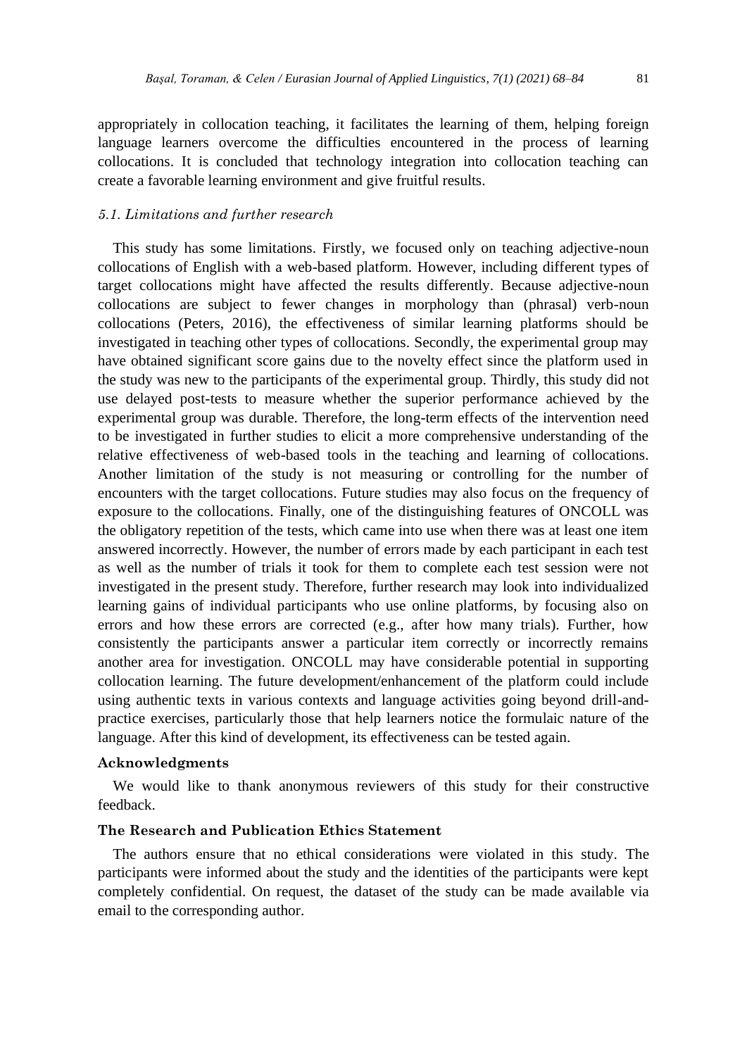appropriately in collocation teaching, it facilitates the learning of them, helping foreign language learners overcome the difficulties encountered in the process of learning collocations. It is concluded that technology integration into collocation teaching can create a favorable learning environment and give fruitful results.

### *5.1. Limitations and further research*

This study has some limitations. Firstly, we focused only on teaching adjective-noun collocations of English with a web-based platform. However, including different types of target collocations might have affected the results differently. Because adjective-noun collocations are subject to fewer changes in morphology than (phrasal) verb-noun collocations (Peters, 2016), the effectiveness of similar learning platforms should be investigated in teaching other types of collocations. Secondly, the experimental group may have obtained significant score gains due to the novelty effect since the platform used in the study was new to the participants of the experimental group. Thirdly, this study did not use delayed post-tests to measure whether the superior performance achieved by the experimental group was durable. Therefore, the long-term effects of the intervention need to be investigated in further studies to elicit a more comprehensive understanding of the relative effectiveness of web-based tools in the teaching and learning of collocations. Another limitation of the study is not measuring or controlling for the number of encounters with the target collocations. Future studies may also focus on the frequency of exposure to the collocations. Finally, one of the distinguishing features of ONCOLL was the obligatory repetition of the tests, which came into use when there was at least one item answered incorrectly. However, the number of errors made by each participant in each test as well as the number of trials it took for them to complete each test session were not investigated in the present study. Therefore, further research may look into individualized learning gains of individual participants who use online platforms, by focusing also on errors and how these errors are corrected (e.g., after how many trials). Further, how consistently the participants answer a particular item correctly or incorrectly remains another area for investigation. ONCOLL may have considerable potential in supporting collocation learning. The future development/enhancement of the platform could include using authentic texts in various contexts and language activities going beyond drill-and-practice exercises, particularly those that help learners notice the formulaic nature of the language. After this kind of development, its effectiveness can be tested again.

## Acknowledgments

We would like to thank anonymous reviewers of this study for their constructive feedback.

## The Research and Publication Ethics Statement

The authors ensure that no ethical considerations were violated in this study. The participants were informed about the study and the identities of the participants were kept completely confidential. On request, the dataset of the study can be made available via email to the corresponding author.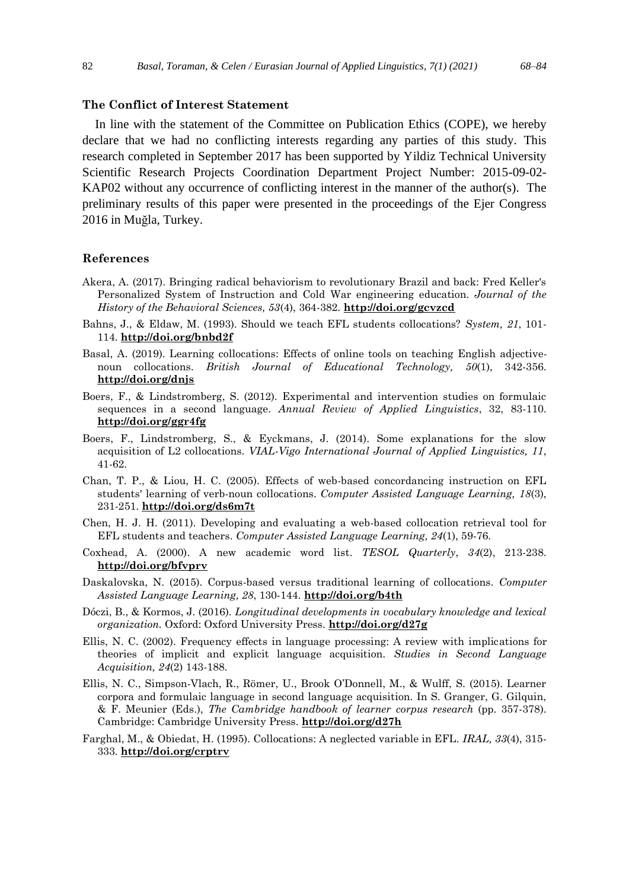### The Conflict of Interest Statement

In line with the statement of the Committee on Publication Ethics (COPE), we hereby declare that we had no conflicting interests regarding any parties of this study. This research completed in September 2017 has been supported by Yildiz Technical University Scientific Research Projects Coordination Department Project Number: 2015-09-02-KAP02 without any occurrence of conflicting interest in the manner of the author(s). The preliminary results of this paper were presented in the proceedings of the Ejer Congress 2016 in Muğla, Turkey.

### References

Akera, A. (2017). Bringing radical behaviorism to revolutionary Brazil and back: Fred Keller's Personalized System of Instruction and Cold War engineering education. *Journal of the History of the Behavioral Sciences, 53*(4), 364-382. **http://doi.org/gcvzcd**

Bahns, J., & Eldaw, M. (1993). Should we teach EFL students collocations? *System, 21*, 101-114. **http://doi.org/bnbd2f**

Basal, A. (2019). Learning collocations: Effects of online tools on teaching English adjective-noun collocations. *British Journal of Educational Technology, 50*(1), 342-356. **http://doi.org/dnjs**

Boers, F., & Lindstromberg, S. (2012). Experimental and intervention studies on formulaic sequences in a second language. *Annual Review of Applied Linguistics*, 32, 83-110. **http://doi.org/ggr4fg**

Boers, F., Lindstromberg, S., & Eyckmans, J. (2014). Some explanations for the slow acquisition of L2 collocations. *VIAL-Vigo International Journal of Applied Linguistics, 11*, 41-62.

Chan, T. P., & Liou, H. C. (2005). Effects of web-based concordancing instruction on EFL students' learning of verb-noun collocations. *Computer Assisted Language Learning, 18*(3), 231-251. **http://doi.org/ds6m7t**

Chen, H. J. H. (2011). Developing and evaluating a web-based collocation retrieval tool for EFL students and teachers. *Computer Assisted Language Learning, 24*(1), 59-76.

Coxhead, A. (2000). A new academic word list. *TESOL Quarterly*, *34*(2), 213-238. **http://doi.org/bfvprv**

Daskalovska, N. (2015). Corpus-based versus traditional learning of collocations. *Computer Assisted Language Learning, 28*, 130-144. **http://doi.org/b4th**

Dóczi, B., & Kormos, J. (2016). *Longitudinal developments in vocabulary knowledge and lexical organization.* Oxford: Oxford University Press. **http://doi.org/d27g**

Ellis, N. C. (2002). Frequency effects in language processing: A review with implications for theories of implicit and explicit language acquisition. *Studies in Second Language Acquisition, 24*(2) 143-188.

Ellis, N. C., Simpson-Vlach, R., Römer, U., Brook O'Donnell, M., & Wulff, S. (2015). Learner corpora and formulaic language in second language acquisition. In S. Granger, G. Gilquin, & F. Meunier (Eds.), *The Cambridge handbook of learner corpus research* (pp. 357-378). Cambridge: Cambridge University Press. **http://doi.org/d27h**

Farghal, M., & Obiedat, H. (1995). Collocations: A neglected variable in EFL. *IRAL, 33*(4), 315-333. **http://doi.org/crptrv**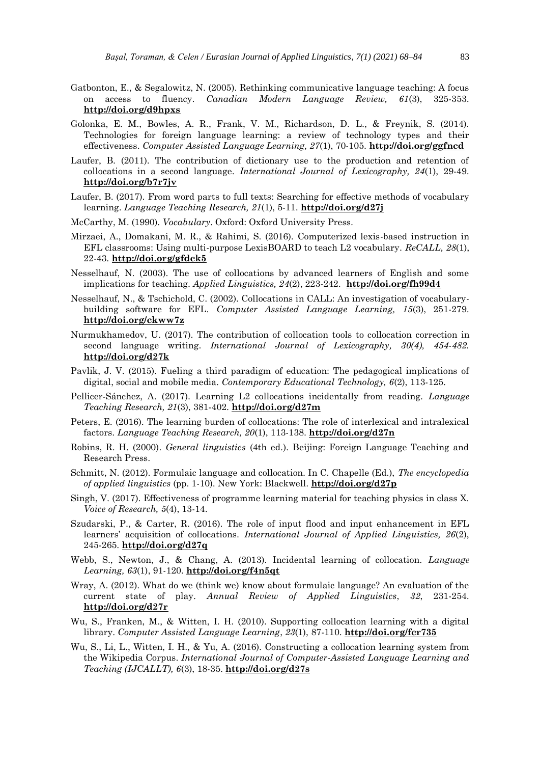Gatbonton, E., & Segalowitz, N. (2005). Rethinking communicative language teaching: A focus on access to fluency. *Canadian Modern Language Review, 61*(3), 325-353. **http://doi.org/d9hpxs**

Golonka, E. M., Bowles, A. R., Frank, V. M., Richardson, D. L., & Freynik, S. (2014). Technologies for foreign language learning: a review of technology types and their effectiveness. *Computer Assisted Language Learning, 27*(1), 70-105. **http://doi.org/ggfncd**

Laufer, B. (2011). The contribution of dictionary use to the production and retention of collocations in a second language. *International Journal of Lexicography, 24*(1), 29-49. **http://doi.org/b7r7jv**

Laufer, B. (2017). From word parts to full texts: Searching for effective methods of vocabulary learning. *Language Teaching Research, 21*(1), 5-11. **http://doi.org/d27j**

McCarthy, M. (1990). *Vocabulary*. Oxford: Oxford University Press.

Mirzaei, A., Domakani, M. R., & Rahimi, S. (2016). Computerized lexis-based instruction in EFL classrooms: Using multi-purpose LexisBOARD to teach L2 vocabulary. *ReCALL, 28*(1), 22-43. **http://doi.org/gfdck5**

Nesselhauf, N. (2003). The use of collocations by advanced learners of English and some implications for teaching. *Applied Linguistics, 24*(2), 223-242. **http://doi.org/fh99d4**

Nesselhauf, N., & Tschichold, C. (2002). Collocations in CALL: An investigation of vocabulary-building software for EFL. *Computer Assisted Language Learning, 15*(3), 251-279. **http://doi.org/ckww7z**

Nurmukhamedov, U. (2017). The contribution of collocation tools to collocation correction in second language writing. *International Journal of Lexicography, 30(4), 454-482.* **http://doi.org/d27k**

Pavlik, J. V. (2015). Fueling a third paradigm of education: The pedagogical implications of digital, social and mobile media. *Contemporary Educational Technology, 6*(2), 113-125.

Pellicer-Sánchez, A. (2017). Learning L2 collocations incidentally from reading. *Language Teaching Research, 21*(3), 381-402. **http://doi.org/d27m**

Peters, E. (2016). The learning burden of collocations: The role of interlexical and intralexical factors. *Language Teaching Research, 20*(1), 113-138. **http://doi.org/d27n**

Robins, R. H. (2000). *General linguistics* (4th ed.). Beijing: Foreign Language Teaching and Research Press.

Schmitt, N. (2012). Formulaic language and collocation. In C. Chapelle (Ed.), *The encyclopedia of applied linguistics* (pp. 1-10). New York: Blackwell. **http://doi.org/d27p**

Singh, V. (2017). Effectiveness of programme learning material for teaching physics in class X. *Voice of Research, 5*(4), 13-14.

Szudarski, P., & Carter, R. (2016). The role of input flood and input enhancement in EFL learners' acquisition of collocations. *International Journal of Applied Linguistics, 26*(2), 245-265. **http://doi.org/d27q**

Webb, S., Newton, J., & Chang, A. (2013). Incidental learning of collocation. *Language Learning, 63*(1), 91-120. **http://doi.org/f4n5qt**

Wray, A. (2012). What do we (think we) know about formulaic language? An evaluation of the current state of play. *Annual Review of Applied Linguistics*, *32*, 231-254. **http://doi.org/d27r**

Wu, S., Franken, M., & Witten, I. H. (2010). Supporting collocation learning with a digital library. *Computer Assisted Language Learning*, *23*(1), 87-110. **http://doi.org/fcr735**

Wu, S., Li, L., Witten, I. H., & Yu, A. (2016). Constructing a collocation learning system from the Wikipedia Corpus. *International Journal of Computer-Assisted Language Learning and Teaching (IJCALLT), 6*(3), 18-35. **http://doi.org/d27s**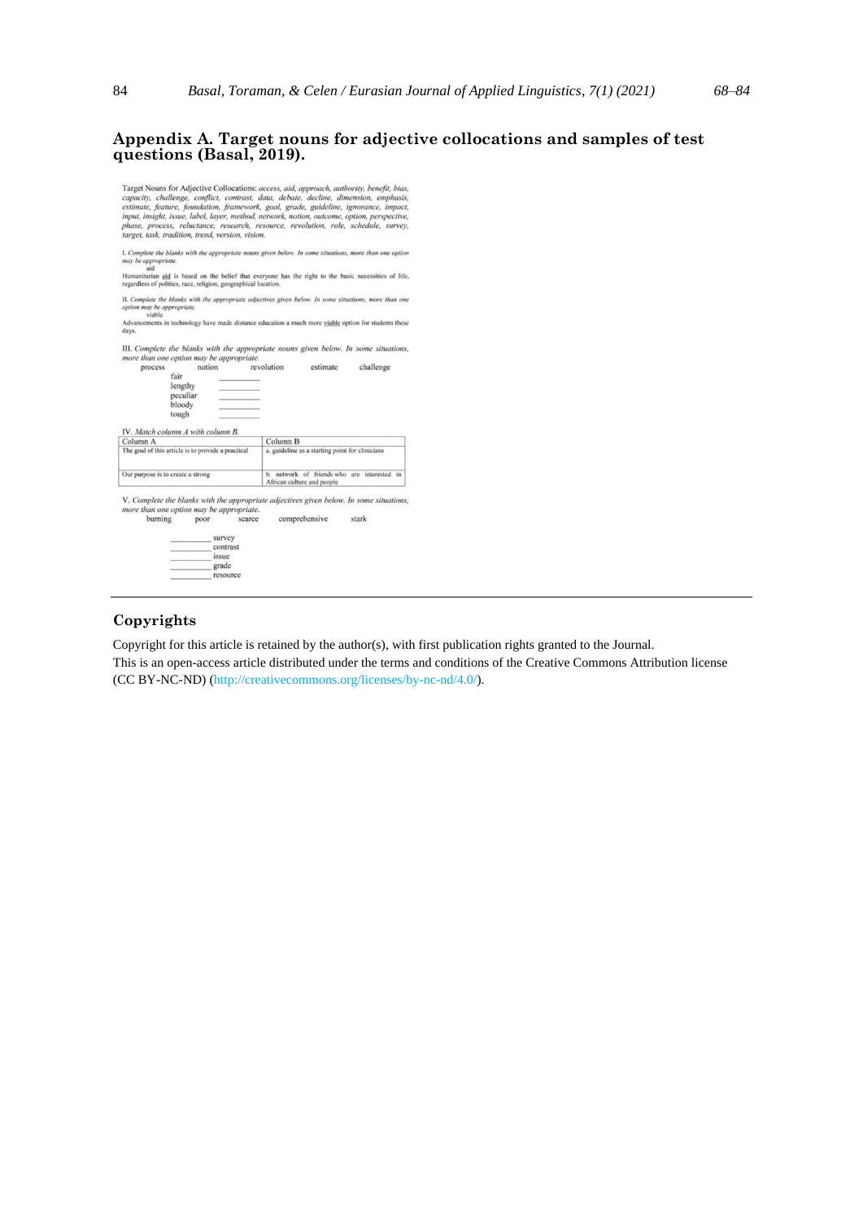## Appendix A. Target nouns for adjective collocations and samples of test questions (Basal, 2019).

Target Nouns for Adjective Collocations: *access, aid, approach, authority, benefit, bias, capacity, challenge, conflict, contrast, data, debate, decline, dimension, emphasis, estimate, feature, foundation, framework, goal, grade, guideline, ignorance, impact, input, insight, issue, label, layer, method, network, notion, outcome, option, perspective, phase, process, reluctance, research, resource, revolution, role, schedule, survey, target, task, tradition, trend, version, vision.*

I. *Complete the blanks with the appropriate nouns given below. In some situations, more than one option may be appropriate.*

aid

Humanitarian aid is based on the belief that everyone has the right to the basic necessities of life, regardless of politics, race, religion, geographical location.

II. *Complete the blanks with the appropriate adjectives given below. In some situations, more than one option may be appropriate.*

viable

Advancements in technology have made distance education a much more viable option for students these days.

III. *Complete the blanks with the appropriate nouns given below. In some situations, more than one option may be appropriate.*

process notion revolution estimate challenge

fair ________

lengthy ________

peculiar ________

bloody ________

tough ________

IV. *Match column A with column B.*

| Column A | Column B |
|---|---|
| The goal of this article is to provide a practical | a. guideline as a starting point for clinicians |
| Our purpose is to create a strong | b. network of friends who are interested in African culture and people |

V. *Complete the blanks with the appropriate adjectives given below. In some situations, more than one option may be appropriate.*

burning poor scarce comprehensive stark

________ survey

________ contrast

________ issue

________ grade

________ resource

## Copyrights

Copyright for this article is retained by the author(s), with first publication rights granted to the Journal.
This is an open-access article distributed under the terms and conditions of the Creative Commons Attribution license (CC BY-NC-ND) (http://creativecommons.org/licenses/by-nc-nd/4.0/).